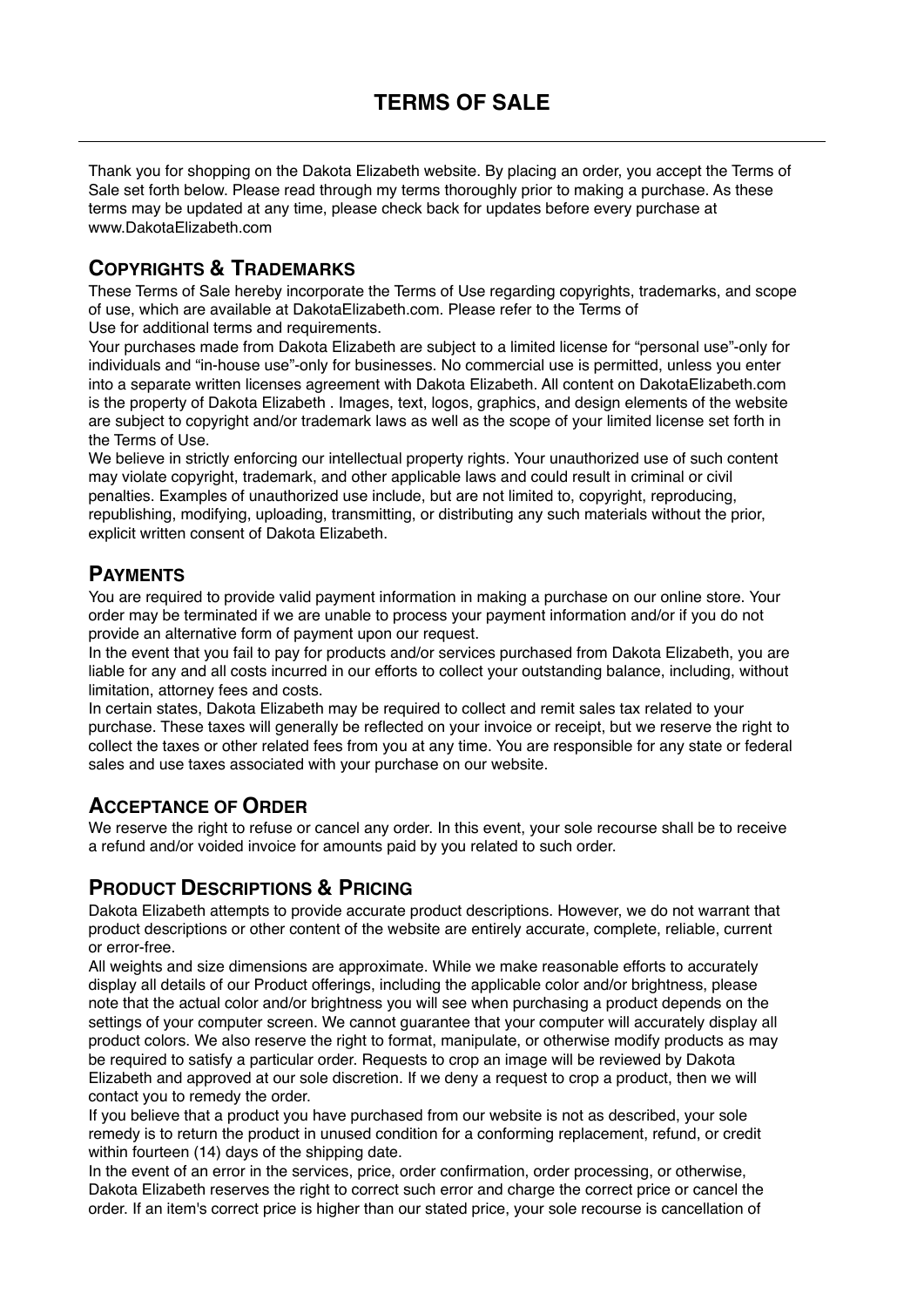# TERMS OF SALE

Thank you for shopping on the Dakota Elizabeth website. By placing an order, you accept the Terms of Sale set forth below. Please read through my terms thoroughly prior to making a purchase. As these terms may be updated at any time, please check back for updates before every purchase at www.DakotaElizabeth.com

## COPYRIGHTS & TRADEMARKS

These Terms of Sale hereby incorporate the Terms of Use regarding copyrights, trademarks, and scope of use, which are available at DakotaElizabeth.com. Please refer to the Terms of Use for additional terms and requirements.

Your purchases made from Dakota Elizabeth are subject to a limited license for "personal use"-only for individuals and "in-house use"-only for businesses. No commercial use is permitted, unless you enter into a separate written licenses agreement with Dakota Elizabeth. All content on DakotaElizabeth.com is the property of Dakota Elizabeth . Images, text, logos, graphics, and design elements of the website are subject to copyright and/or trademark laws as well as the scope of your limited license set forth in the Terms of Use.

We believe in strictly enforcing our intellectual property rights. Your unauthorized use of such content may violate copyright, trademark, and other applicable laws and could result in criminal or civil penalties. Examples of unauthorized use include, but are not limited to, copyright, reproducing, republishing, modifying, uploading, transmitting, or distributing any such materials without the prior, explicit written consent of Dakota Elizabeth.

## PAYMENTS

You are required to provide valid payment information in making a purchase on our online store. Your order may be terminated if we are unable to process your payment information and/or if you do not provide an alternative form of payment upon our request.

In the event that you fail to pay for products and/or services purchased from Dakota Elizabeth, you are liable for any and all costs incurred in our efforts to collect your outstanding balance, including, without limitation, attorney fees and costs.

In certain states, Dakota Elizabeth may be required to collect and remit sales tax related to your purchase. These taxes will generally be reflected on your invoice or receipt, but we reserve the right to collect the taxes or other related fees from you at any time. You are responsible for any state or federal sales and use taxes associated with your purchase on our website.

## ACCEPTANCE OF ORDER

We reserve the right to refuse or cancel any order. In this event, your sole recourse shall be to receive a refund and/or voided invoice for amounts paid by you related to such order.

## PRODUCT DESCRIPTIONS & PRICING

Dakota Elizabeth attempts to provide accurate product descriptions. However, we do not warrant that product descriptions or other content of the website are entirely accurate, complete, reliable, current or error-free.

All weights and size dimensions are approximate. While we make reasonable efforts to accurately display all details of our Product offerings, including the applicable color and/or brightness, please note that the actual color and/or brightness you will see when purchasing a product depends on the settings of your computer screen. We cannot guarantee that your computer will accurately display all product colors. We also reserve the right to format, manipulate, or otherwise modify products as may be required to satisfy a particular order. Requests to crop an image will be reviewed by Dakota Elizabeth and approved at our sole discretion. If we deny a request to crop a product, then we will contact you to remedy the order.

If you believe that a product you have purchased from our website is not as described, your sole remedy is to return the product in unused condition for a conforming replacement, refund, or credit within fourteen (14) days of the shipping date.

In the event of an error in the services, price, order confirmation, order processing, or otherwise, Dakota Elizabeth reserves the right to correct such error and charge the correct price or cancel the order. If an item's correct price is higher than our stated price, your sole recourse is cancellation of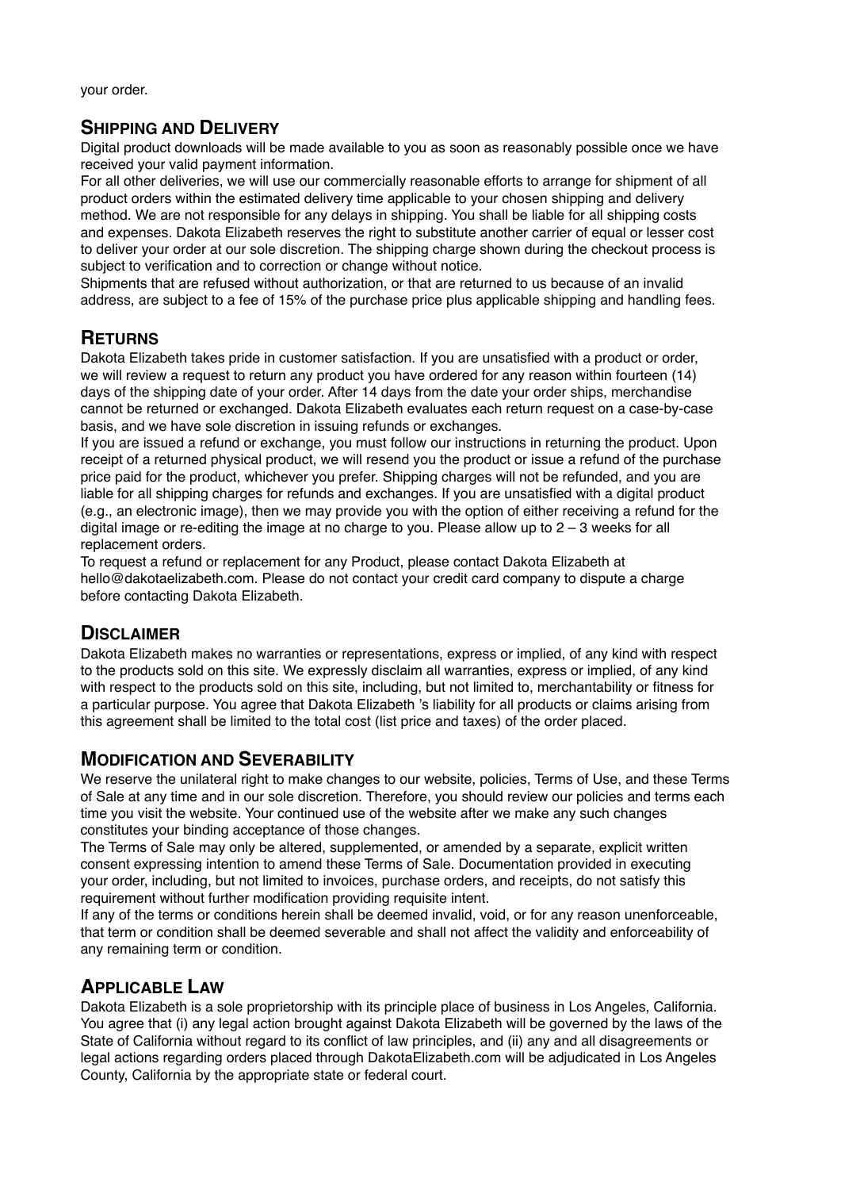your order.

## Shipping and Delivery

Digital product downloads will be made available to you as soon as reasonably possible once we have received your valid payment information.

For all other deliveries, we will use our commercially reasonable efforts to arrange for shipment of all product orders within the estimated delivery time applicable to your chosen shipping and delivery method. We are not responsible for any delays in shipping. You shall be liable for all shipping costs and expenses. Dakota Elizabeth reserves the right to substitute another carrier of equal or lesser cost to deliver your order at our sole discretion. The shipping charge shown during the checkout process is subject to verification and to correction or change without notice.

Shipments that are refused without authorization, or that are returned to us because of an invalid address, are subject to a fee of 15% of the purchase price plus applicable shipping and handling fees.

## Returns

Dakota Elizabeth takes pride in customer satisfaction. If you are unsatisfied with a product or order, we will review a request to return any product you have ordered for any reason within fourteen (14) days of the shipping date of your order. After 14 days from the date your order ships, merchandise cannot be returned or exchanged. Dakota Elizabeth evaluates each return request on a case-by-case basis, and we have sole discretion in issuing refunds or exchanges.

If you are issued a refund or exchange, you must follow our instructions in returning the product. Upon receipt of a returned physical product, we will resend you the product or issue a refund of the purchase price paid for the product, whichever you prefer. Shipping charges will not be refunded, and you are liable for all shipping charges for refunds and exchanges. If you are unsatisfied with a digital product (e.g., an electronic image), then we may provide you with the option of either receiving a refund for the digital image or re-editing the image at no charge to you. Please allow up to 2 – 3 weeks for all replacement orders.

To request a refund or replacement for any Product, please contact Dakota Elizabeth at hello@dakotaelizabeth.com. Please do not contact your credit card company to dispute a charge before contacting Dakota Elizabeth.

## Disclaimer

Dakota Elizabeth makes no warranties or representations, express or implied, of any kind with respect to the products sold on this site. We expressly disclaim all warranties, express or implied, of any kind with respect to the products sold on this site, including, but not limited to, merchantability or fitness for a particular purpose. You agree that Dakota Elizabeth 's liability for all products or claims arising from this agreement shall be limited to the total cost (list price and taxes) of the order placed.

## Modification and Severability

We reserve the unilateral right to make changes to our website, policies, Terms of Use, and these Terms of Sale at any time and in our sole discretion. Therefore, you should review our policies and terms each time you visit the website. Your continued use of the website after we make any such changes constitutes your binding acceptance of those changes.

The Terms of Sale may only be altered, supplemented, or amended by a separate, explicit written consent expressing intention to amend these Terms of Sale. Documentation provided in executing your order, including, but not limited to invoices, purchase orders, and receipts, do not satisfy this requirement without further modification providing requisite intent.

If any of the terms or conditions herein shall be deemed invalid, void, or for any reason unenforceable, that term or condition shall be deemed severable and shall not affect the validity and enforceability of any remaining term or condition.

## Applicable Law

Dakota Elizabeth is a sole proprietorship with its principle place of business in Los Angeles, California. You agree that (i) any legal action brought against Dakota Elizabeth will be governed by the laws of the State of California without regard to its conflict of law principles, and (ii) any and all disagreements or legal actions regarding orders placed through DakotaElizabeth.com will be adjudicated in Los Angeles County, California by the appropriate state or federal court.